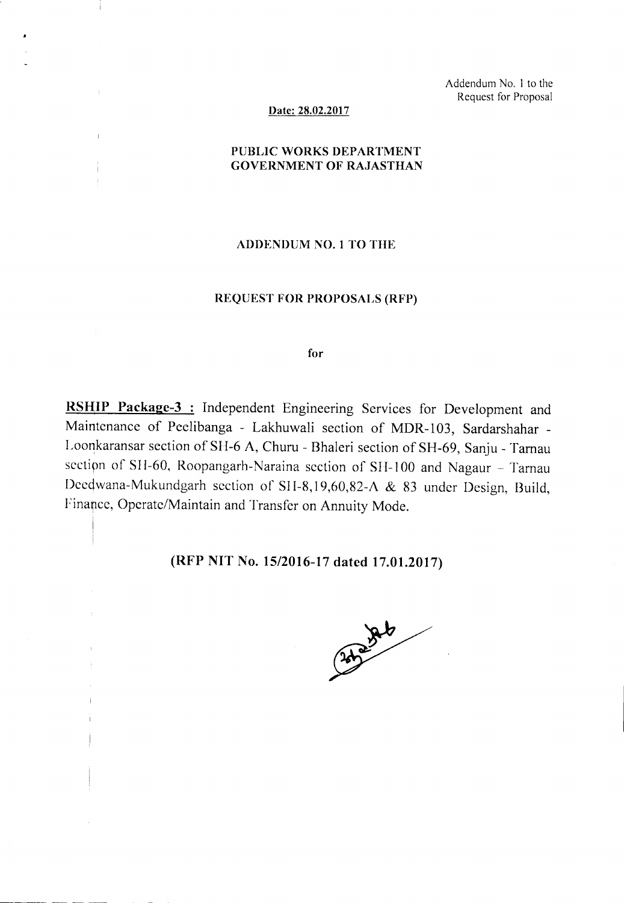Addendum No. 1 to the
Request for Proposal

**Date: 28.02.2017**

**PUBLIC WORKS DEPARTMENT**
**GOVERNMENT OF RAJASTHAN**

**ADDENDUM NO. 1 TO THE**

**REQUEST FOR PROPOSALS (RFP)**

**for**

**RSHIP Package-3 :** Independent Engineering Services for Development and Maintenance of Peelibanga - Lakhuwali section of MDR-103, Sardarshahar - Loonkaransar section of SH-6 A, Churu - Bhaleri section of SH-69, Sanju - Tarnau section of SH-60, Roopangarh-Naraina section of SH-100 and Nagaur – Tarnau Deedwana-Mukundgarh section of SH-8,19,60,82-A & 83 under Design, Build, Finance, Operate/Maintain and Transfer on Annuity Mode.

**(RFP NIT No. 15/2016-17 dated 17.01.2017)**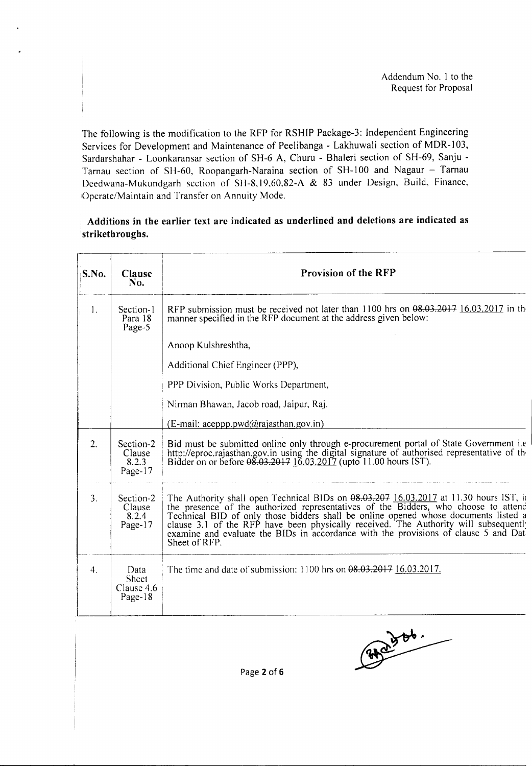Addendum No. 1 to the
Request for Proposal

The following is the modification to the RFP for RSHIP Package-3: Independent Engineering Services for Development and Maintenance of Peelibanga - Lakhuwali section of MDR-103, Sardarshahar - Loonkaransar section of SH-6 A, Churu - Bhaleri section of SH-69, Sanju - Tarnau section of SH-60, Roopangarh-Naraina section of SH-100 and Nagaur – Tarnau Deedwana-Mukundgarh section of SH-8,19,60,82-A & 83 under Design, Build, Finance, Operate/Maintain and Transfer on Annuity Mode.

**Additions in the earlier text are indicated as underlined and deletions are indicated as strikethroughs.**

| S.No. | Clause No. | Provision of the RFP |
|---|---|---|
| 1. | Section-1 Para 18 Page-5 | RFP submission must be received not later than 1100 hrs on ~~08.03.2017~~ <u>16.03.2017</u> in th manner specified in the RFP document at the address given below:<br><br>Anoop Kulshreshtha,<br><br>Additional Chief Engineer (PPP),<br><br>PPP Division, Public Works Department,<br><br>Nirman Bhawan, Jacob road, Jaipur, Raj.<br><br>(E-mail: aceppp.pwd@rajasthan.gov.in) |
| 2. | Section-2 Clause 8.2.3 Page-17 | Bid must be submitted online only through e-procurement portal of State Government i.e http://eproc.rajasthan.gov.in using the digital signature of authorised representative of th Bidder on or before ~~08.03.2017~~ <u>16.03.2017</u> (upto 11.00 hours IST). |
| 3. | Section-2 Clause 8.2.4 Page-17 | The Authority shall open Technical BIDs on ~~08.03.207~~ <u>16.03.2017</u> at 11.30 hours IST, i the presence of the authorized representatives of the Bidders, who choose to attend Technical BID of only those bidders shall be online opened whose documents listed a clause 3.1 of the RFP have been physically received. The Authority will subsequentl examine and evaluate the BIDs in accordance with the provisions of clause 5 and Dat Sheet of RFP. |
| 4. | Data Sheet Clause 4.6 Page-18 | The time and date of submission: 1100 hrs on ~~08.03.2017~~ <u>16.03.2017.</u> |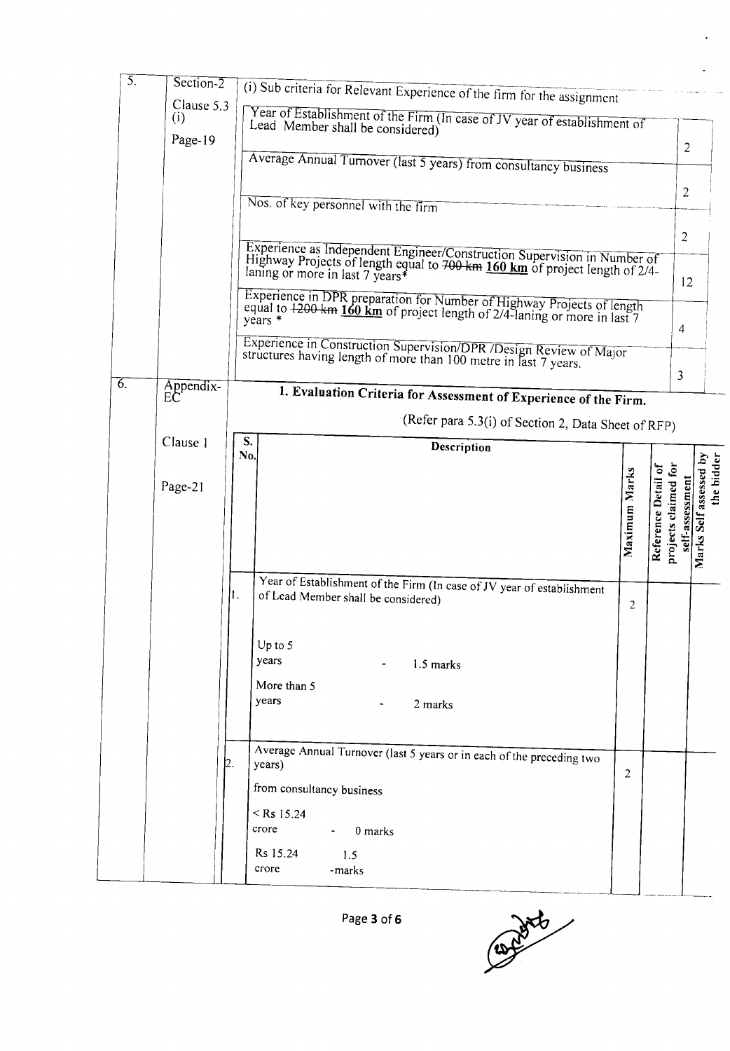| 5. | Section-2 Clause 5.3 (i) Page-19 | (i) Sub criteria for Relevant Experience of the firm for the assignment | |
|---|---|---|---|
| | | Year of Establishment of the Firm (In case of JV year of establishment of Lead Member shall be considered) | 2 |
| | | Average Annual Turnover (last 5 years) from consultancy business | 2 |
| | | Nos. of key personnel with the firm | 2 |
| | | Experience as Independent Engineer/Construction Supervision in Number of Highway Projects of length equal to ~~700 km~~ **160 km** of project length of 2/4-laning or more in last 7 years* | 12 |
| | | Experience in DPR preparation for Number of Highway Projects of length equal to ~~1200 km~~ **160 km** of project length of 2/4-laning or more in last 7 years * | 4 |
| | | Experience in Construction Supervision/DPR /Design Review of Major structures having length of more than 100 metre in last 7 years. | 3 |

**6. Appendix-EC, Clause 1, Page-21**

**1. Evaluation Criteria for Assessment of Experience of the Firm.**

(Refer para 5.3(i) of Section 2, Data Sheet of RFP)

| S. No. | Description | Maximum Marks | Reference Detail of projects claimed for self-assessment | Marks Self assessed by the bidder |
|---|---|---|---|---|
| 1. | Year of Establishment of the Firm (In case of JV year of establishment of Lead Member shall be considered)<br><br>Up to 5 years - 1.5 marks<br><br>More than 5 years - 2 marks | 2 | | |
| 2. | Average Annual Turnover (last 5 years or in each of the preceding two years)<br><br>from consultancy business<br><br>< Rs 15.24 crore - 0 marks<br><br>Rs 15.24 crore 1.5 -marks | 2 | | |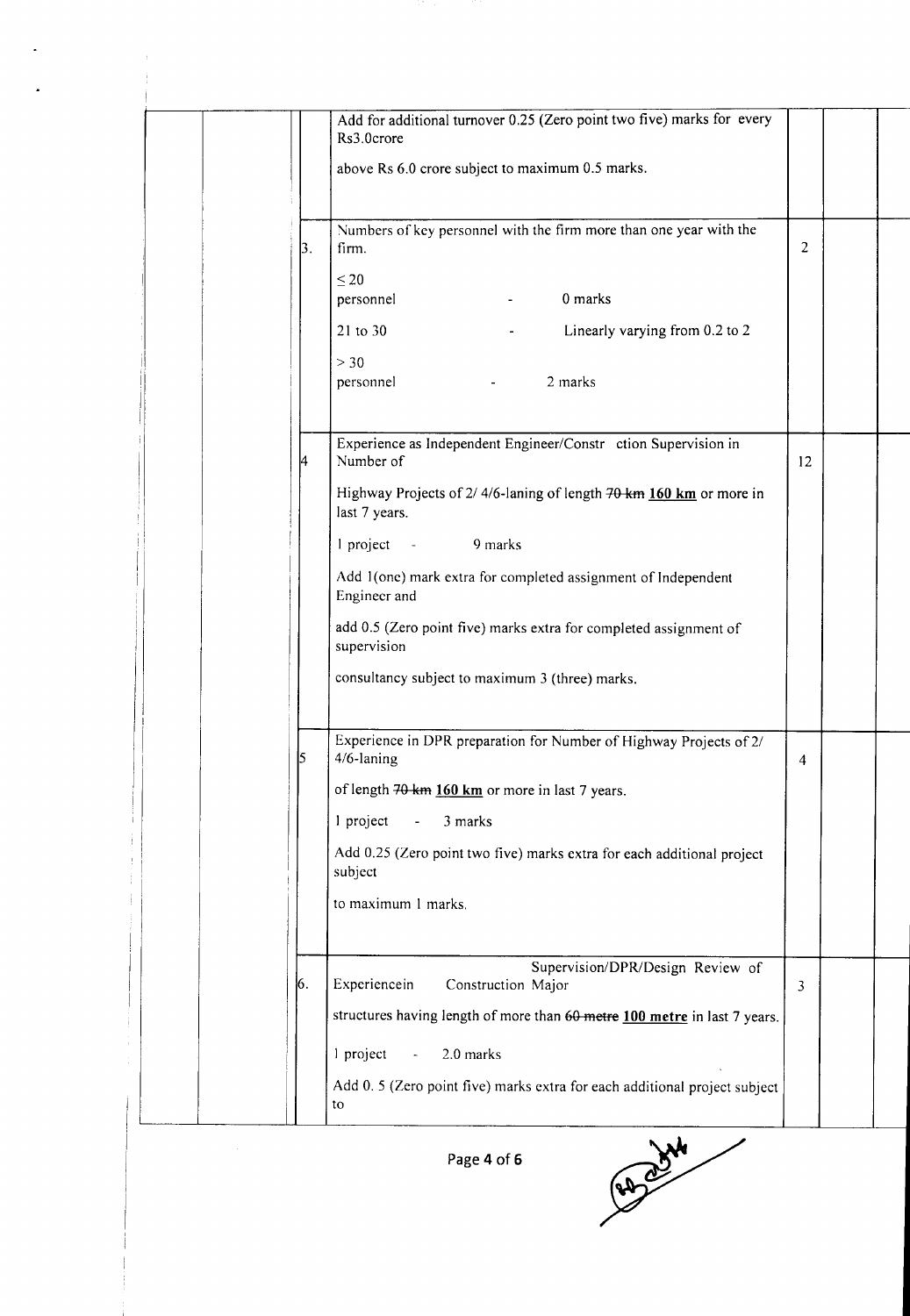|  |  |  | Add for additional turnover 0.25 (Zero point two five) marks for every Rs3.0crore<br><br>above Rs 6.0 crore subject to maximum 0.5 marks. |  |  |  |
|---|---|---|---|---|---|---|
|  |  | 3. | Numbers of key personnel with the firm more than one year with the firm.<br><br>≤ 20 personnel - 0 marks<br><br>21 to 30 - Linearly varying from 0.2 to 2<br><br>> 30 personnel - 2 marks | 2 |  |  |
|  |  | 4 | Experience as Independent Engineer/Constr ction Supervision in Number of<br><br>Highway Projects of 2/ 4/6-laning of length ~~70 km~~ **<u>160 km</u>** or more in last 7 years.<br><br>1 project - 9 marks<br><br>Add 1(one) mark extra for completed assignment of Independent Engineer and<br><br>add 0.5 (Zero point five) marks extra for completed assignment of supervision<br><br>consultancy subject to maximum 3 (three) marks. | 12 |  |  |
|  |  | 5 | Experience in DPR preparation for Number of Highway Projects of 2/ 4/6-laning<br><br>of length ~~70 km~~ **<u>160 km</u>** or more in last 7 years.<br><br>1 project - 3 marks<br><br>Add 0.25 (Zero point two five) marks extra for each additional project subject<br><br>to maximum 1 marks. | 4 |  |  |
|  |  | 6. | Experiencein Supervision/DPR/Design Review of Construction Major<br><br>structures having length of more than ~~60 metre~~ **<u>100 metre</u>** in last 7 years.<br><br>1 project - 2.0 marks<br><br>Add 0. 5 (Zero point five) marks extra for each additional project subject to | 3 |  |  |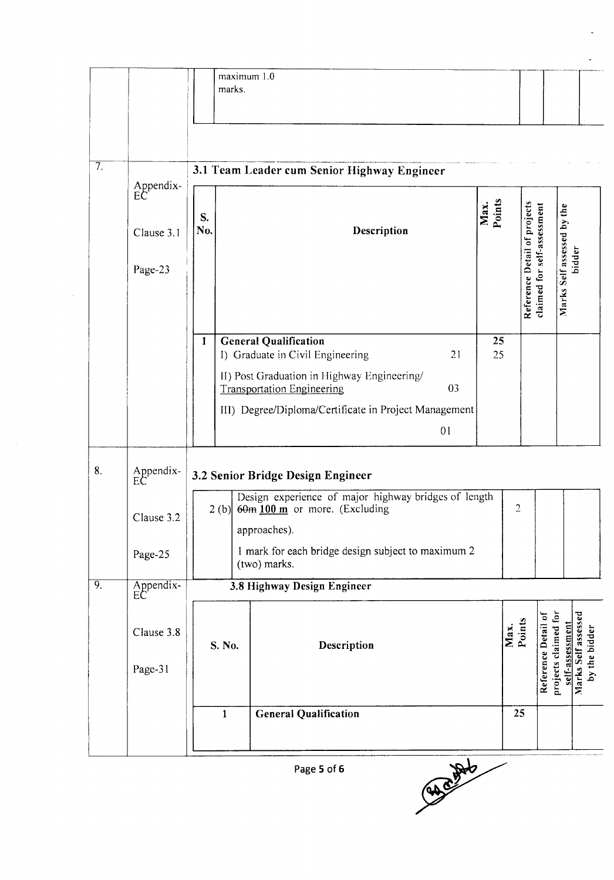| | | |
|---|---|---|
| | | maximum 1.0 marks. |
| 7. | Appendix-EC<br><br>Clause 3.1<br><br>Page-23 | **3.1 Team Leader cum Senior Highway Engineer** |
| 8. | Appendix-EC<br><br>Clause 3.2<br><br>Page-25 | **3.2 Senior Bridge Design Engineer** |
| 9. | Appendix-EC<br><br>Clause 3.8<br><br>Page-31 | **3.8 Highway Design Engineer** |

**3.1 Team Leader cum Senior Highway Engineer**

| S. No. | Description | Max. Points | Reference Detail of projects claimed for self-assessment | Marks Self assessed by the bidder |
|---|---|---|---|---|
| 1 | **General Qualification**<br>I) Graduate in Civil Engineering 21<br>II) Post Graduation in Highway Engineering/ Transportation Engineering 03<br>III) Degree/Diploma/Certificate in Project Management 01 | 25<br>25 | | |

**3.2 Senior Bridge Design Engineer**

| | | | | |
|---|---|---|---|---|
| 2 (b) | Design experience of major highway bridges of length ~~60m~~ **100 m** or more. (Excluding approaches).<br>1 mark for each bridge design subject to maximum 2 (two) marks. | 2 | | |

**3.8 Highway Design Engineer**

| S. No. | Description | Max. Points | Reference Detail of projects claimed for self-assessment | Marks Self assessed by the bidder |
|---|---|---|---|---|
| 1 | **General Qualification** | 25 | | |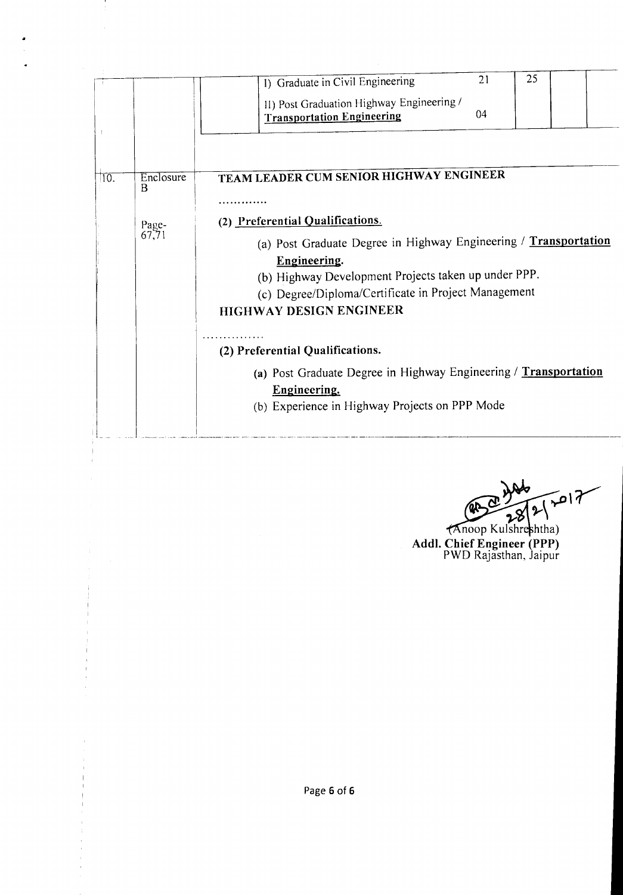| | | | | | | | |
|---|---|---|---|---|---|---|---|
| | | | I) Graduate in Civil Engineering | 21 | 25 | | |
| | | | II) Post Graduation Highway Engineering / **Transportation Engineering** | 04 | | | |

| | | |
|---|---|---|
| 10. | Enclosure B<br><br>Page- 67,71 | **TEAM LEADER CUM SENIOR HIGHWAY ENGINEER**<br><br>............<br><br>**(2) Preferential Qualifications.**<br>(a) Post Graduate Degree in Highway Engineering / **Transportation Engineering.**<br>(b) Highway Development Projects taken up under PPP.<br>(c) Degree/Diploma/Certificate in Project Management<br><br>**HIGHWAY DESIGN ENGINEER**<br><br>..............<br><br>**(2) Preferential Qualifications.**<br>(a) Post Graduate Degree in Highway Engineering / **Transportation Engineering.**<br>(b) Experience in Highway Projects on PPP Mode |

28/2/2017

(Anoop Kulshreshtha)
**Addl. Chief Engineer (PPP)**
PWD Rajasthan, Jaipur